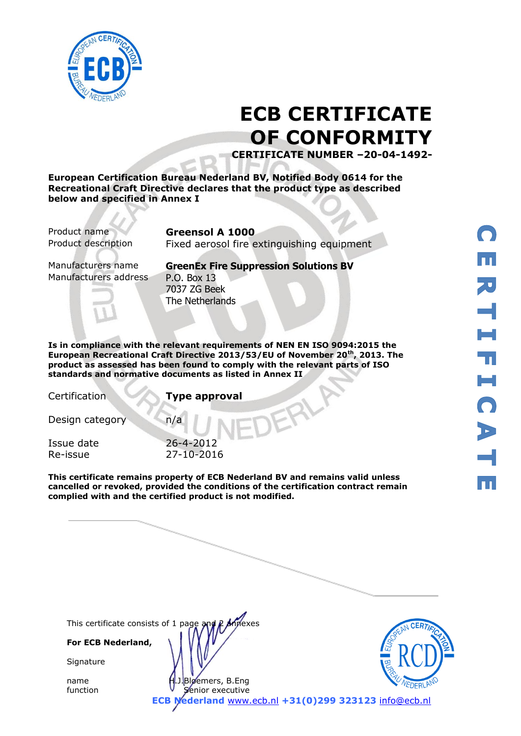# ECB CERTIFICATE OF CONFORMITY

**CERTIFICATE NUMBER –20-04-1492-**

**European Certification Bureau Nederland BV, Notified Body 0614 for the Recreational Craft Directive declares that the product type as described below and specified in Annex I**

| | |
|---|---|
| Product name | **Greensol A 1000** |
| Product description | Fixed aerosol fire extinguishing equipment |
| Manufacturers name | **GreenEx Fire Suppression Solutions BV** |
| Manufacturers address | P.O. Box 13<br>7037 ZG Beek<br>The Netherlands |

**Is in compliance with the relevant requirements of NEN EN ISO 9094:2015 the European Recreational Craft Directive 2013/53/EU of November 20th, 2013. The product as assessed has been found to comply with the relevant parts of ISO standards and normative documents as listed in Annex II**

| | |
|---|---|
| Certification | **Type approval** |
| Design category | n/a |
| Issue date | 26-4-2012 |
| Re-issue | 27-10-2016 |

**This certificate remains property of ECB Nederland BV and remains valid unless cancelled or revoked, provided the conditions of the certification contract remain complied with and the certified product is not modified.**

This certificate consists of 1 page and 2 annexes

**For ECB Nederland,**

Signature

name H.J.Bloemers, B.Eng
function Senior executive

**ECB Nederland** www.ecb.nl **+31(0)299 323123** info@ecb.nl

CERTIFICATE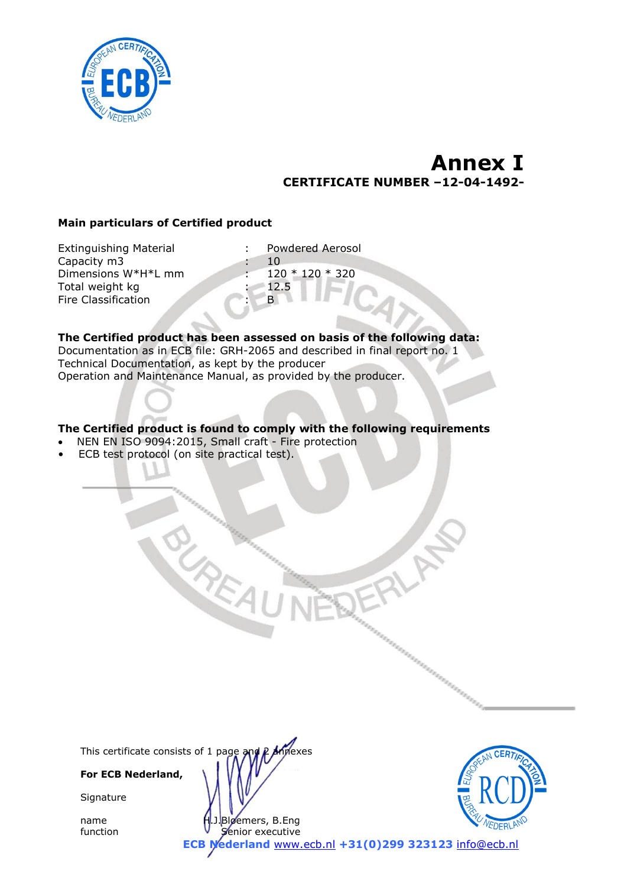# Annex I

**CERTIFICATE NUMBER –12-04-1492-**

**Main particulars of Certified product**

| | | |
|---|---|---|
| Extinguishing Material | : | Powdered Aerosol |
| Capacity m3 | : | 10 |
| Dimensions W*H*L mm | : | 120 * 120 * 320 |
| Total weight kg | : | 12.5 |
| Fire Classification | : | B |

**The Certified product has been assessed on basis of the following data:**
Documentation as in ECB file: GRH-2065 and described in final report no. 1
Technical Documentation, as kept by the producer
Operation and Maintenance Manual, as provided by the producer.

**The Certified product is found to comply with the following requirements**

- NEN EN ISO 9094:2015, Small craft - Fire protection
- ECB test protocol (on site practical test).

This certificate consists of 1 page and 2 annexes

**For ECB Nederland,**

Signature

name H.J.Bloemers, B.Eng
function Senior executive

**ECB Nederland** www.ecb.nl **+31(0)299 323123** info@ecb.nl